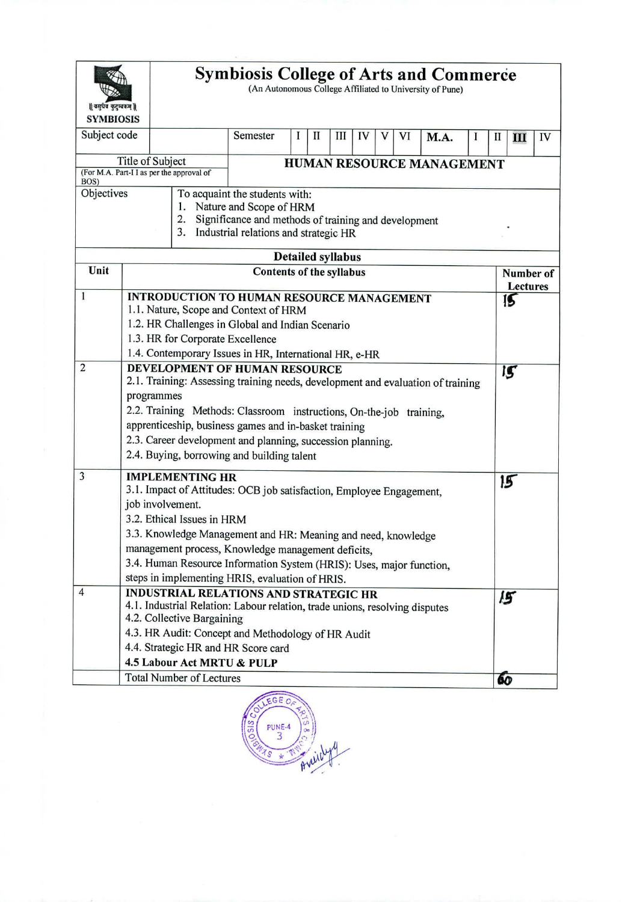# Symbiosis College of Arts and Commerce

(An Autonomous College Affiliated to University of Pune)

SYMBIOSIS

| Subject code | | Semester | I | II | III | IV | V | VI | **M.A.** | I | II | **III** | IV |
|---|---|---|---|---|---|---|---|---|---|---|---|---|---|

| Title of Subject (For M.A. Part-I I as per the approval of BOS) | **HUMAN RESOURCE MANAGEMENT** |
|---|---|
| Objectives | To acquaint the students with: 1. Nature and Scope of HRM 2. Significance and methods of training and development 3. Industrial relations and strategic HR |

**Detailed syllabus**

| Unit | Contents of the syllabus | Number of Lectures |
|---|---|---|
| 1 | **INTRODUCTION TO HUMAN RESOURCE MANAGEMENT** 1.1. Nature, Scope and Context of HRM 1.2. HR Challenges in Global and Indian Scenario 1.3. HR for Corporate Excellence 1.4. Contemporary Issues in HR, International HR, e-HR | 15 |
| 2 | **DEVELOPMENT OF HUMAN RESOURCE** 2.1. Training: Assessing training needs, development and evaluation of training programmes 2.2. Training Methods: Classroom instructions, On-the-job training, apprenticeship, business games and in-basket training 2.3. Career development and planning, succession planning. 2.4. Buying, borrowing and building talent | 15 |
| 3 | **IMPLEMENTING HR** 3.1. Impact of Attitudes: OCB job satisfaction, Employee Engagement, job involvement. 3.2. Ethical Issues in HRM 3.3. Knowledge Management and HR: Meaning and need, knowledge management process, Knowledge management deficits, 3.4. Human Resource Information System (HRIS): Uses, major function, steps in implementing HRIS, evaluation of HRIS. | 15 |
| 4 | **INDUSTRIAL RELATIONS AND STRATEGIC HR** 4.1. Industrial Relation: Labour relation, trade unions, resolving disputes 4.2. Collective Bargaining 4.3. HR Audit: Concept and Methodology of HR Audit 4.4. Strategic HR and HR Score card **4.5 Labour Act MRTU & PULP** | 15 |
| | Total Number of Lectures | 60 |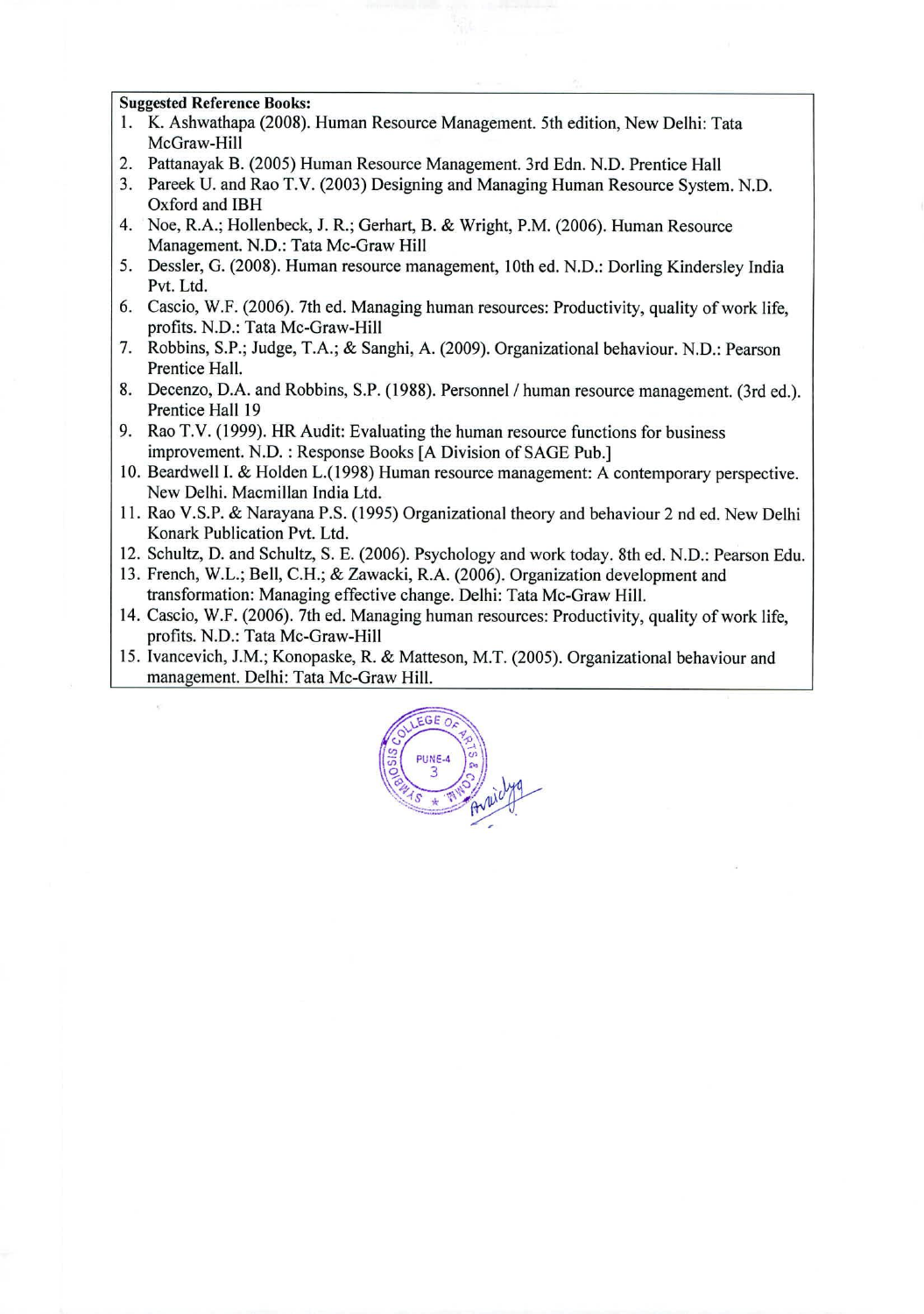**Suggested Reference Books:**

1. K. Ashwathapa (2008). Human Resource Management. 5th edition, New Delhi: Tata McGraw-Hill
2. Pattanayak B. (2005) Human Resource Management. 3rd Edn. N.D. Prentice Hall
3. Pareek U. and Rao T.V. (2003) Designing and Managing Human Resource System. N.D. Oxford and IBH
4. Noe, R.A.; Hollenbeck, J. R.; Gerhart, B. & Wright, P.M. (2006). Human Resource Management. N.D.: Tata Mc-Graw Hill
5. Dessler, G. (2008). Human resource management, 10th ed. N.D.: Dorling Kindersley India Pvt. Ltd.
6. Cascio, W.F. (2006). 7th ed. Managing human resources: Productivity, quality of work life, profits. N.D.: Tata Mc-Graw-Hill
7. Robbins, S.P.; Judge, T.A.; & Sanghi, A. (2009). Organizational behaviour. N.D.: Pearson Prentice Hall.
8. Decenzo, D.A. and Robbins, S.P. (1988). Personnel / human resource management. (3rd ed.). Prentice Hall 19
9. Rao T.V. (1999). HR Audit: Evaluating the human resource functions for business improvement. N.D. : Response Books [A Division of SAGE Pub.]
10. Beardwell I. & Holden L.(1998) Human resource management: A contemporary perspective. New Delhi. Macmillan India Ltd.
11. Rao V.S.P. & Narayana P.S. (1995) Organizational theory and behaviour 2 nd ed. New Delhi Konark Publication Pvt. Ltd.
12. Schultz, D. and Schultz, S. E. (2006). Psychology and work today. 8th ed. N.D.: Pearson Edu.
13. French, W.L.; Bell, C.H.; & Zawacki, R.A. (2006). Organization development and transformation: Managing effective change. Delhi: Tata Mc-Graw Hill.
14. Cascio, W.F. (2006). 7th ed. Managing human resources: Productivity, quality of work life, profits. N.D.: Tata Mc-Graw-Hill
15. Ivancevich, J.M.; Konopaske, R. & Matteson, M.T. (2005). Organizational behaviour and management. Delhi: Tata Mc-Graw Hill.